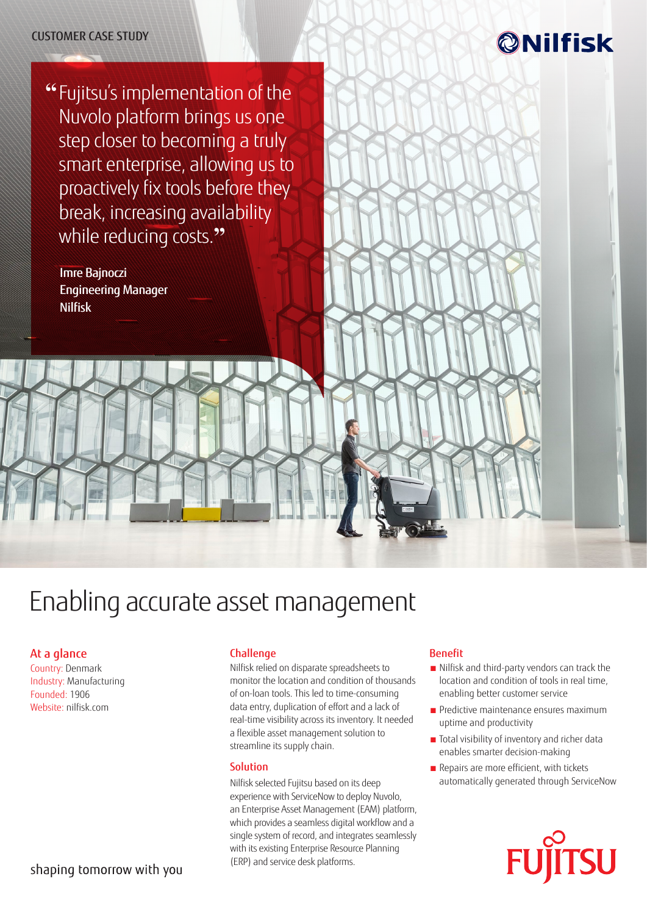CUSTOMER CASE STUDY

Nilfisk

> "Fujitsu's implementation of the Nuvolo platform brings us one step closer to becoming a truly smart enterprise, allowing us to proactively fix tools before they break, increasing availability while reducing costs."
>
> Imre Bajnoczi
> Engineering Manager
> Nilfisk

# Enabling accurate asset management

## At a glance

Country: Denmark
Industry: Manufacturing
Founded: 1906
Website: nilfisk.com

## Challenge

Nilfisk relied on disparate spreadsheets to monitor the location and condition of thousands of on-loan tools. This led to time-consuming data entry, duplication of effort and a lack of real-time visibility across its inventory. It needed a flexible asset management solution to streamline its supply chain.

## Solution

Nilfisk selected Fujitsu based on its deep experience with ServiceNow to deploy Nuvolo, an Enterprise Asset Management (EAM) platform, which provides a seamless digital workflow and a single system of record, and integrates seamlessly with its existing Enterprise Resource Planning (ERP) and service desk platforms.

## Benefit

- Nilfisk and third-party vendors can track the location and condition of tools in real time, enabling better customer service
- Predictive maintenance ensures maximum uptime and productivity
- Total visibility of inventory and richer data enables smarter decision-making
- Repairs are more efficient, with tickets automatically generated through ServiceNow

shaping tomorrow with you

FUJITSU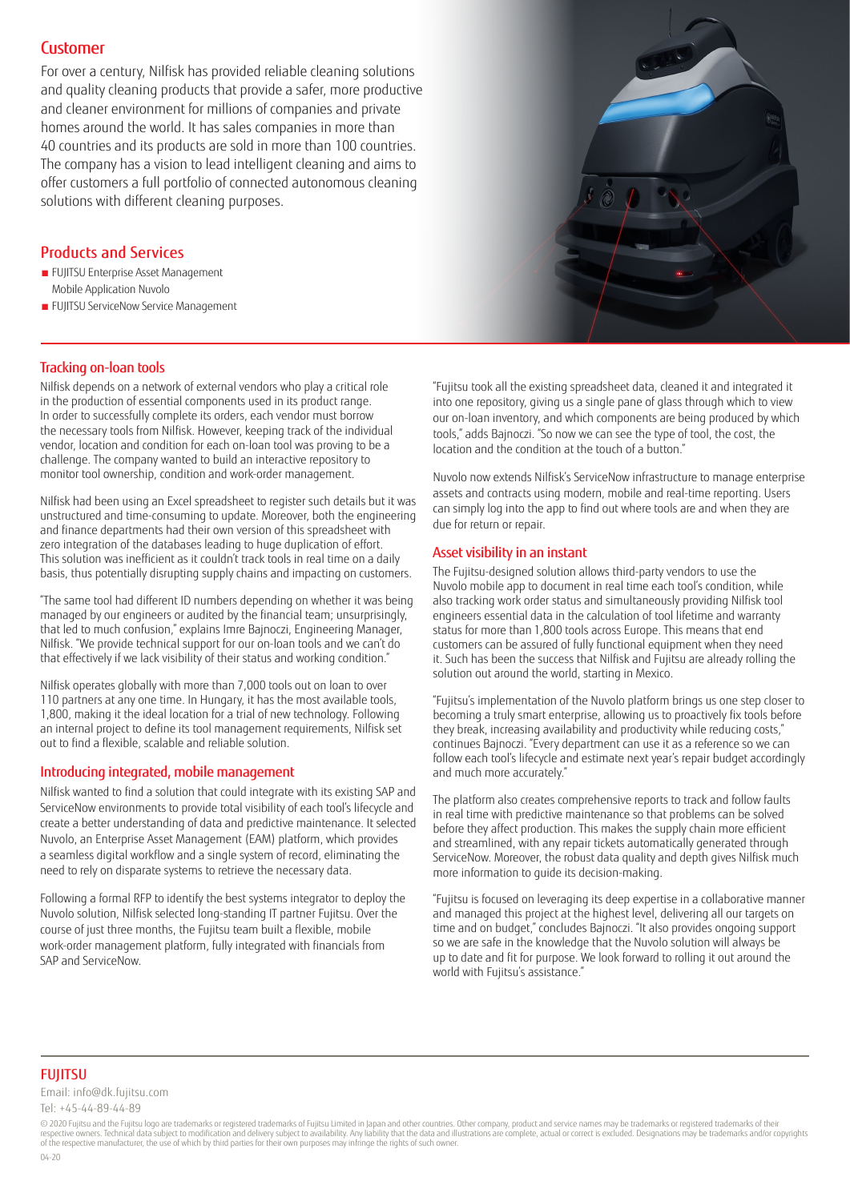## Customer

For over a century, Nilfisk has provided reliable cleaning solutions and quality cleaning products that provide a safer, more productive and cleaner environment for millions of companies and private homes around the world. It has sales companies in more than 40 countries and its products are sold in more than 100 countries. The company has a vision to lead intelligent cleaning and aims to offer customers a full portfolio of connected autonomous cleaning solutions with different cleaning purposes.

## Products and Services

- FUJITSU Enterprise Asset Management Mobile Application Nuvolo
- FUJITSU ServiceNow Service Management

## Tracking on-loan tools

Nilfisk depends on a network of external vendors who play a critical role in the production of essential components used in its product range. In order to successfully complete its orders, each vendor must borrow the necessary tools from Nilfisk. However, keeping track of the individual vendor, location and condition for each on-loan tool was proving to be a challenge. The company wanted to build an interactive repository to monitor tool ownership, condition and work-order management.

Nilfisk had been using an Excel spreadsheet to register such details but it was unstructured and time-consuming to update. Moreover, both the engineering and finance departments had their own version of this spreadsheet with zero integration of the databases leading to huge duplication of effort. This solution was inefficient as it couldn't track tools in real time on a daily basis, thus potentially disrupting supply chains and impacting on customers.

"The same tool had different ID numbers depending on whether it was being managed by our engineers or audited by the financial team; unsurprisingly, that led to much confusion," explains Imre Bajnoczi, Engineering Manager, Nilfisk. "We provide technical support for our on-loan tools and we can't do that effectively if we lack visibility of their status and working condition."

Nilfisk operates globally with more than 7,000 tools out on loan to over 110 partners at any one time. In Hungary, it has the most available tools, 1,800, making it the ideal location for a trial of new technology. Following an internal project to define its tool management requirements, Nilfisk set out to find a flexible, scalable and reliable solution.

## Introducing integrated, mobile management

Nilfisk wanted to find a solution that could integrate with its existing SAP and ServiceNow environments to provide total visibility of each tool's lifecycle and create a better understanding of data and predictive maintenance. It selected Nuvolo, an Enterprise Asset Management (EAM) platform, which provides a seamless digital workflow and a single system of record, eliminating the need to rely on disparate systems to retrieve the necessary data.

Following a formal RFP to identify the best systems integrator to deploy the Nuvolo solution, Nilfisk selected long-standing IT partner Fujitsu. Over the course of just three months, the Fujitsu team built a flexible, mobile work-order management platform, fully integrated with financials from SAP and ServiceNow.

"Fujitsu took all the existing spreadsheet data, cleaned it and integrated it into one repository, giving us a single pane of glass through which to view our on-loan inventory, and which components are being produced by which tools," adds Bajnoczi. "So now we can see the type of tool, the cost, the location and the condition at the touch of a button."

Nuvolo now extends Nilfisk's ServiceNow infrastructure to manage enterprise assets and contracts using modern, mobile and real-time reporting. Users can simply log into the app to find out where tools are and when they are due for return or repair.

## Asset visibility in an instant

The Fujitsu-designed solution allows third-party vendors to use the Nuvolo mobile app to document in real time each tool's condition, while also tracking work order status and simultaneously providing Nilfisk tool engineers essential data in the calculation of tool lifetime and warranty status for more than 1,800 tools across Europe. This means that end customers can be assured of fully functional equipment when they need it. Such has been the success that Nilfisk and Fujitsu are already rolling the solution out around the world, starting in Mexico.

"Fujitsu's implementation of the Nuvolo platform brings us one step closer to becoming a truly smart enterprise, allowing us to proactively fix tools before they break, increasing availability and productivity while reducing costs," continues Bajnoczi. "Every department can use it as a reference so we can follow each tool's lifecycle and estimate next year's repair budget accordingly and much more accurately."

The platform also creates comprehensive reports to track and follow faults in real time with predictive maintenance so that problems can be solved before they affect production. This makes the supply chain more efficient and streamlined, with any repair tickets automatically generated through ServiceNow. Moreover, the robust data quality and depth gives Nilfisk much more information to guide its decision-making.

"Fujitsu is focused on leveraging its deep expertise in a collaborative manner and managed this project at the highest level, delivering all our targets on time and on budget," concludes Bajnoczi. "It also provides ongoing support so we are safe in the knowledge that the Nuvolo solution will always be up to date and fit for purpose. We look forward to rolling it out around the world with Fujitsu's assistance."

**FUJITSU**

Email: info@dk.fujitsu.com

Tel: +45-44-89-44-89

© 2020 Fujitsu and the Fujitsu logo are trademarks or registered trademarks of Fujitsu Limited in Japan and other countries. Other company, product and service names may be trademarks or registered trademarks of their respective owners. Technical data subject to modification and delivery subject to availability. Any liability that the data and illustrations are complete, actual or correct is excluded. Designations may be trademarks and/or copyrights of the respective manufacturer, the use of which by third parties for their own purposes may infringe the rights of such owner.

04-20